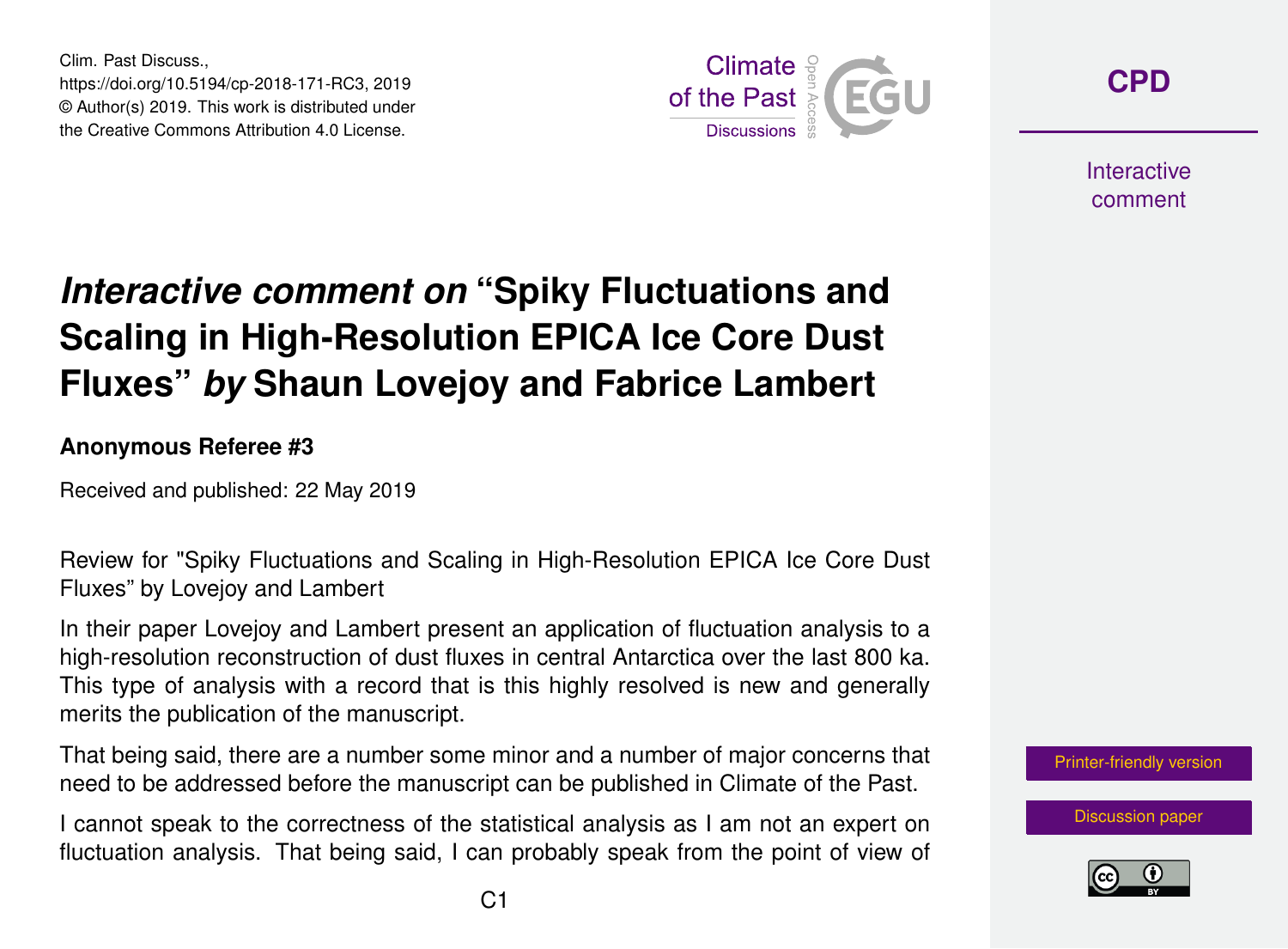# *Interactive comment on* "Spiky Fluctuations and Scaling in High-Resolution EPICA Ice Core Dust Fluxes" *by* Shaun Lovejoy and Fabrice Lambert

**Anonymous Referee #3**

Received and published: 22 May 2019

Review for "Spiky Fluctuations and Scaling in High-Resolution EPICA Ice Core Dust Fluxes" by Lovejoy and Lambert

In their paper Lovejoy and Lambert present an application of fluctuation analysis to a high-resolution reconstruction of dust fluxes in central Antarctica over the last 800 ka. This type of analysis with a record that is this highly resolved is new and generally merits the publication of the manuscript.

That being said, there are a number some minor and a number of major concerns that need to be addressed before the manuscript can be published in Climate of the Past.

I cannot speak to the correctness of the statistical analysis as I am not an expert on fluctuation analysis. That being said, I can probably speak from the point of view of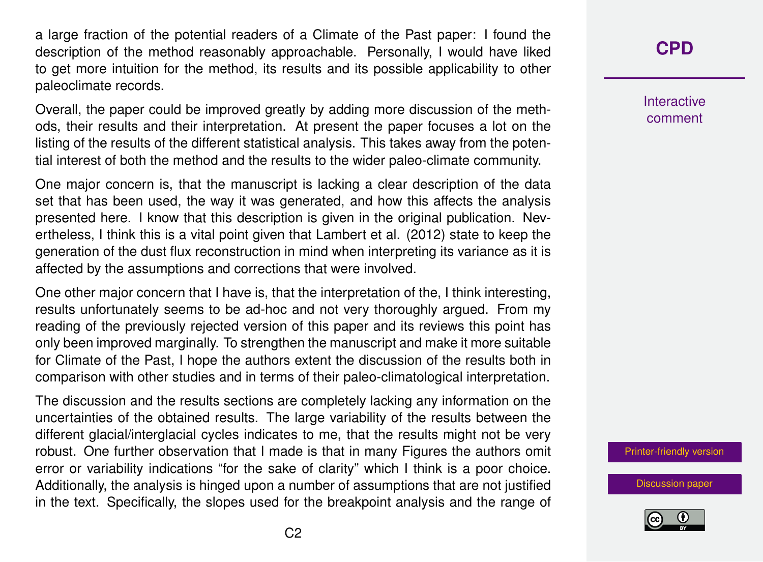a large fraction of the potential readers of a Climate of the Past paper: I found the description of the method reasonably approachable. Personally, I would have liked to get more intuition for the method, its results and its possible applicability to other paleoclimate records.

Overall, the paper could be improved greatly by adding more discussion of the methods, their results and their interpretation. At present the paper focuses a lot on the listing of the results of the different statistical analysis. This takes away from the potential interest of both the method and the results to the wider paleo-climate community.

One major concern is, that the manuscript is lacking a clear description of the data set that has been used, the way it was generated, and how this affects the analysis presented here. I know that this description is given in the original publication. Nevertheless, I think this is a vital point given that Lambert et al. (2012) state to keep the generation of the dust flux reconstruction in mind when interpreting its variance as it is affected by the assumptions and corrections that were involved.

One other major concern that I have is, that the interpretation of the, I think interesting, results unfortunately seems to be ad-hoc and not very thoroughly argued. From my reading of the previously rejected version of this paper and its reviews this point has only been improved marginally. To strengthen the manuscript and make it more suitable for Climate of the Past, I hope the authors extent the discussion of the results both in comparison with other studies and in terms of their paleo-climatological interpretation.

The discussion and the results sections are completely lacking any information on the uncertainties of the obtained results. The large variability of the results between the different glacial/interglacial cycles indicates to me, that the results might not be very robust. One further observation that I made is that in many Figures the authors omit error or variability indications "for the sake of clarity" which I think is a poor choice. Additionally, the analysis is hinged upon a number of assumptions that are not justified in the text. Specifically, the slopes used for the breakpoint analysis and the range of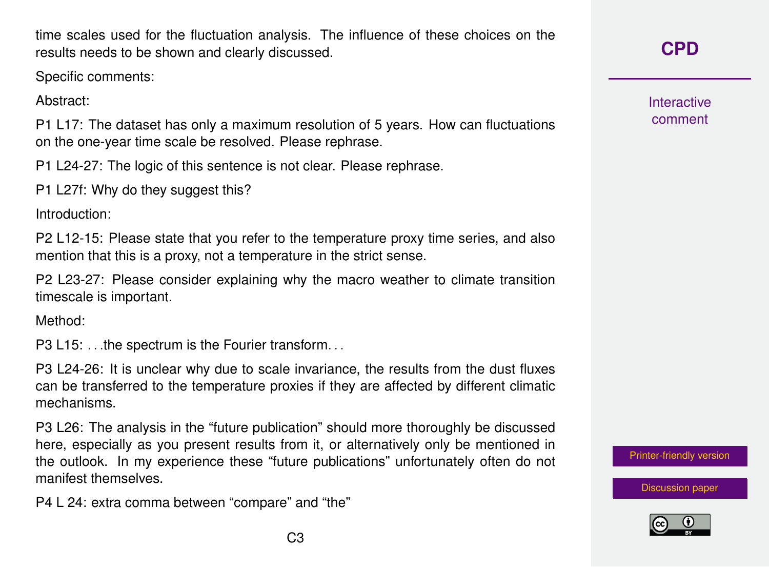time scales used for the fluctuation analysis. The influence of these choices on the results needs to be shown and clearly discussed.

Specific comments:

Abstract:

P1 L17: The dataset has only a maximum resolution of 5 years. How can fluctuations on the one-year time scale be resolved. Please rephrase.

P1 L24-27: The logic of this sentence is not clear. Please rephrase.

P1 L27f: Why do they suggest this?

Introduction:

P2 L12-15: Please state that you refer to the temperature proxy time series, and also mention that this is a proxy, not a temperature in the strict sense.

P2 L23-27: Please consider explaining why the macro weather to climate transition timescale is important.

Method:

P3 L15: . . .the spectrum is the Fourier transform. . .

P3 L24-26: It is unclear why due to scale invariance, the results from the dust fluxes can be transferred to the temperature proxies if they are affected by different climatic mechanisms.

P3 L26: The analysis in the "future publication" should more thoroughly be discussed here, especially as you present results from it, or alternatively only be mentioned in the outlook. In my experience these "future publications" unfortunately often do not manifest themselves.

P4 L 24: extra comma between "compare" and "the"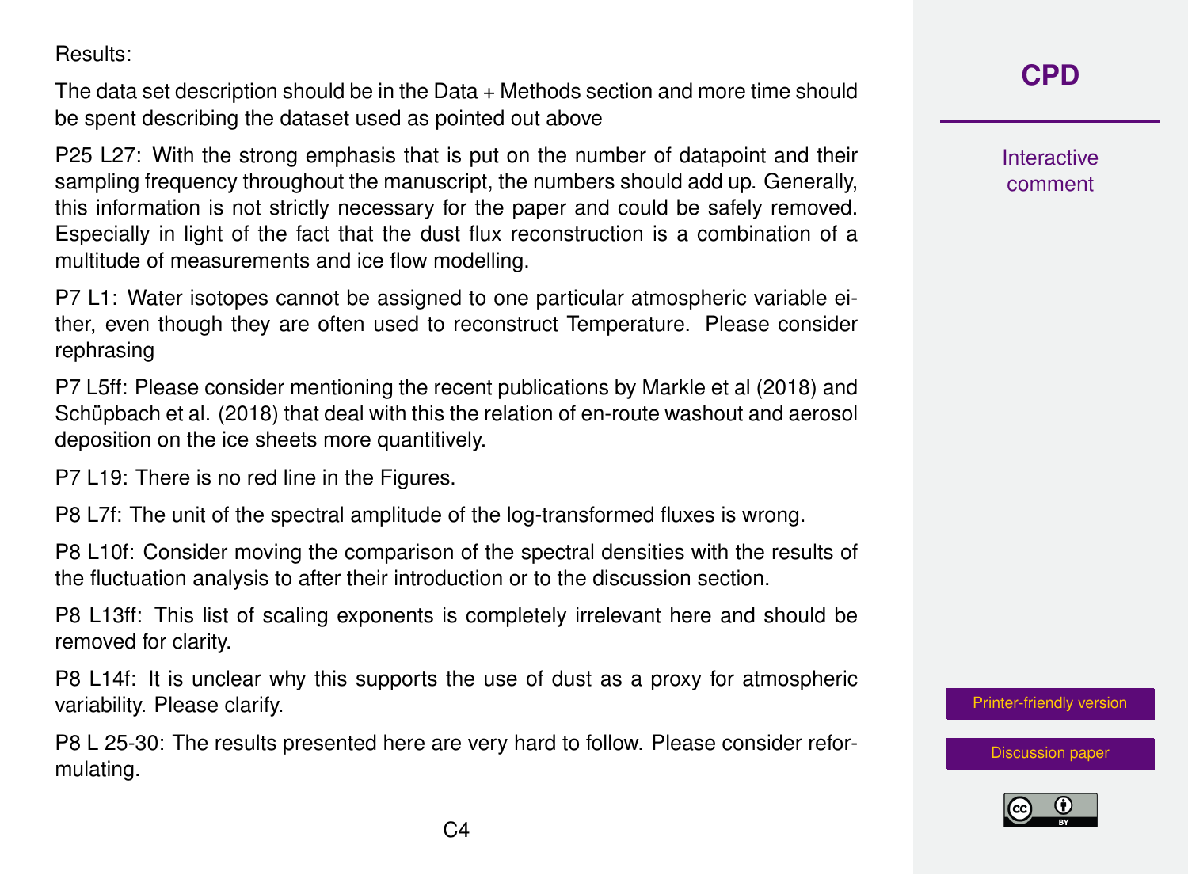Results:

The data set description should be in the Data + Methods section and more time should be spent describing the dataset used as pointed out above

P25 L27: With the strong emphasis that is put on the number of datapoint and their sampling frequency throughout the manuscript, the numbers should add up. Generally, this information is not strictly necessary for the paper and could be safely removed. Especially in light of the fact that the dust flux reconstruction is a combination of a multitude of measurements and ice flow modelling.

P7 L1: Water isotopes cannot be assigned to one particular atmospheric variable either, even though they are often used to reconstruct Temperature. Please consider rephrasing

P7 L5ff: Please consider mentioning the recent publications by Markle et al (2018) and Schüpbach et al. (2018) that deal with this the relation of en-route washout and aerosol deposition on the ice sheets more quantitively.

P7 L19: There is no red line in the Figures.

P8 L7f: The unit of the spectral amplitude of the log-transformed fluxes is wrong.

P8 L10f: Consider moving the comparison of the spectral densities with the results of the fluctuation analysis to after their introduction or to the discussion section.

P8 L13ff: This list of scaling exponents is completely irrelevant here and should be removed for clarity.

P8 L14f: It is unclear why this supports the use of dust as a proxy for atmospheric variability. Please clarify.

P8 L 25-30: The results presented here are very hard to follow. Please consider reformulating.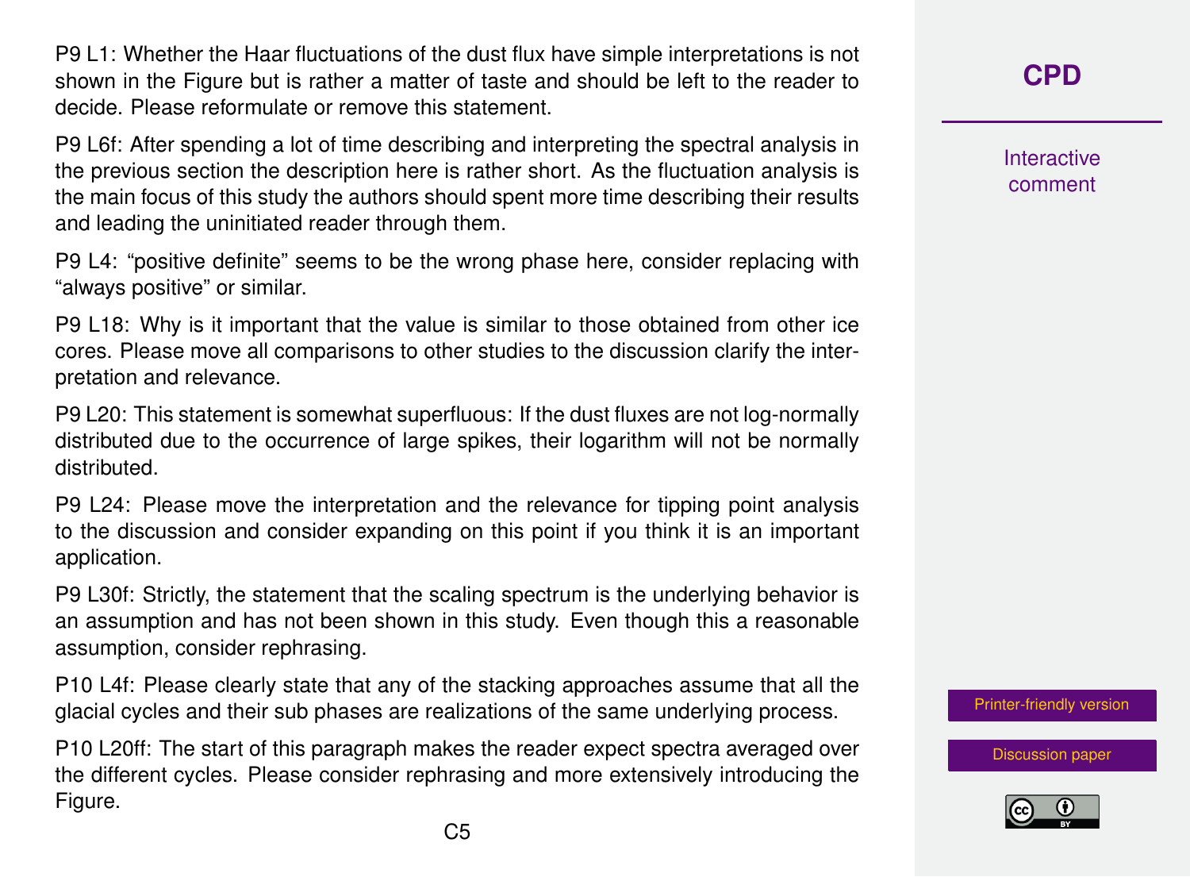P9 L1: Whether the Haar fluctuations of the dust flux have simple interpretations is not shown in the Figure but is rather a matter of taste and should be left to the reader to decide. Please reformulate or remove this statement.

P9 L6f: After spending a lot of time describing and interpreting the spectral analysis in the previous section the description here is rather short. As the fluctuation analysis is the main focus of this study the authors should spent more time describing their results and leading the uninitiated reader through them.

P9 L4: "positive definite" seems to be the wrong phase here, consider replacing with "always positive" or similar.

P9 L18: Why is it important that the value is similar to those obtained from other ice cores. Please move all comparisons to other studies to the discussion clarify the interpretation and relevance.

P9 L20: This statement is somewhat superfluous: If the dust fluxes are not log-normally distributed due to the occurrence of large spikes, their logarithm will not be normally distributed.

P9 L24: Please move the interpretation and the relevance for tipping point analysis to the discussion and consider expanding on this point if you think it is an important application.

P9 L30f: Strictly, the statement that the scaling spectrum is the underlying behavior is an assumption and has not been shown in this study. Even though this a reasonable assumption, consider rephrasing.

P10 L4f: Please clearly state that any of the stacking approaches assume that all the glacial cycles and their sub phases are realizations of the same underlying process.

P10 L20ff: The start of this paragraph makes the reader expect spectra averaged over the different cycles. Please consider rephrasing and more extensively introducing the Figure.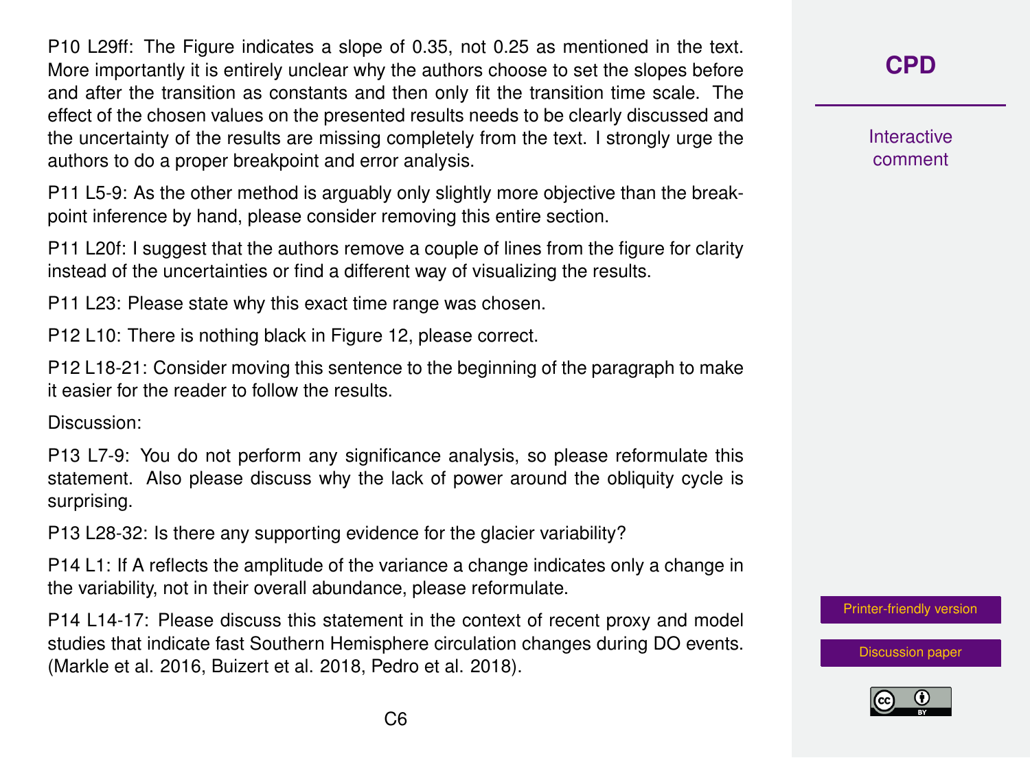P10 L29ff: The Figure indicates a slope of 0.35, not 0.25 as mentioned in the text. More importantly it is entirely unclear why the authors choose to set the slopes before and after the transition as constants and then only fit the transition time scale. The effect of the chosen values on the presented results needs to be clearly discussed and the uncertainty of the results are missing completely from the text. I strongly urge the authors to do a proper breakpoint and error analysis.

P11 L5-9: As the other method is arguably only slightly more objective than the breakpoint inference by hand, please consider removing this entire section.

P11 L20f: I suggest that the authors remove a couple of lines from the figure for clarity instead of the uncertainties or find a different way of visualizing the results.

P11 L23: Please state why this exact time range was chosen.

P12 L10: There is nothing black in Figure 12, please correct.

P12 L18-21: Consider moving this sentence to the beginning of the paragraph to make it easier for the reader to follow the results.

Discussion:

P13 L7-9: You do not perform any significance analysis, so please reformulate this statement. Also please discuss why the lack of power around the obliquity cycle is surprising.

P13 L28-32: Is there any supporting evidence for the glacier variability?

P14 L1: If A reflects the amplitude of the variance a change indicates only a change in the variability, not in their overall abundance, please reformulate.

P14 L14-17: Please discuss this statement in the context of recent proxy and model studies that indicate fast Southern Hemisphere circulation changes during DO events. (Markle et al. 2016, Buizert et al. 2018, Pedro et al. 2018).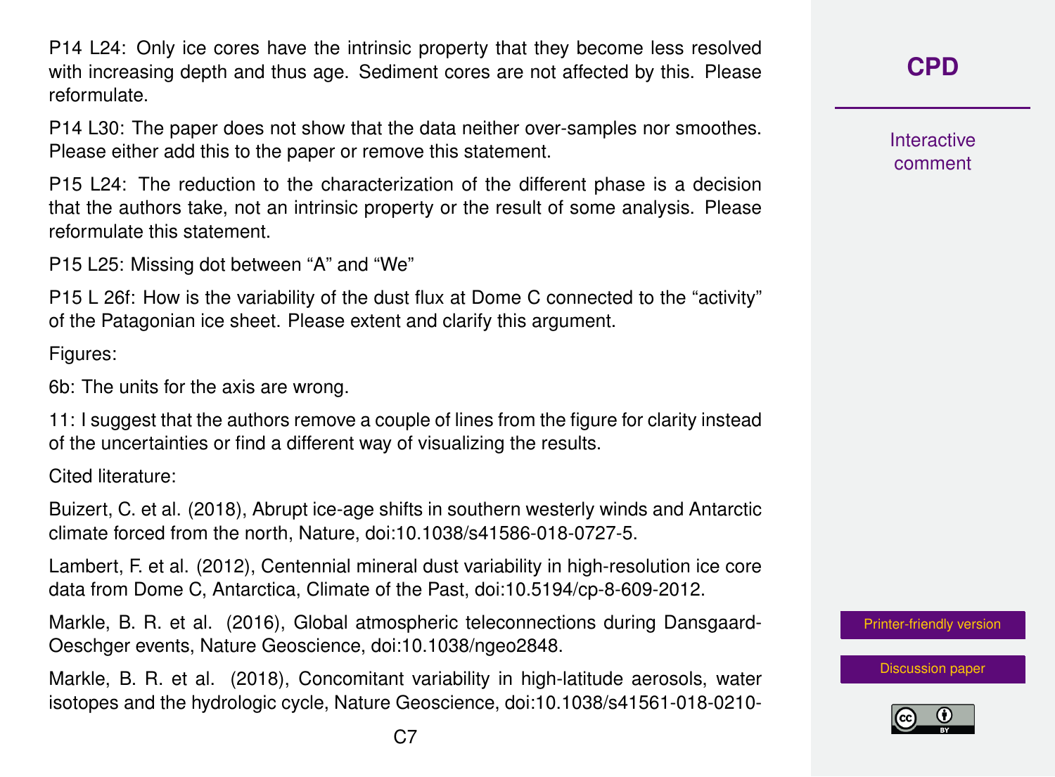P14 L24: Only ice cores have the intrinsic property that they become less resolved with increasing depth and thus age. Sediment cores are not affected by this. Please reformulate.

P14 L30: The paper does not show that the data neither over-samples nor smoothes. Please either add this to the paper or remove this statement.

P15 L24: The reduction to the characterization of the different phase is a decision that the authors take, not an intrinsic property or the result of some analysis. Please reformulate this statement.

P15 L25: Missing dot between "A" and "We"

P15 L 26f: How is the variability of the dust flux at Dome C connected to the "activity" of the Patagonian ice sheet. Please extent and clarify this argument.

Figures:

6b: The units for the axis are wrong.

11: I suggest that the authors remove a couple of lines from the figure for clarity instead of the uncertainties or find a different way of visualizing the results.

Cited literature:

Buizert, C. et al. (2018), Abrupt ice-age shifts in southern westerly winds and Antarctic climate forced from the north, Nature, doi:10.1038/s41586-018-0727-5.

Lambert, F. et al. (2012), Centennial mineral dust variability in high-resolution ice core data from Dome C, Antarctica, Climate of the Past, doi:10.5194/cp-8-609-2012.

Markle, B. R. et al. (2016), Global atmospheric teleconnections during Dansgaard-Oeschger events, Nature Geoscience, doi:10.1038/ngeo2848.

Markle, B. R. et al. (2018), Concomitant variability in high-latitude aerosols, water isotopes and the hydrologic cycle, Nature Geoscience, doi:10.1038/s41561-018-0210-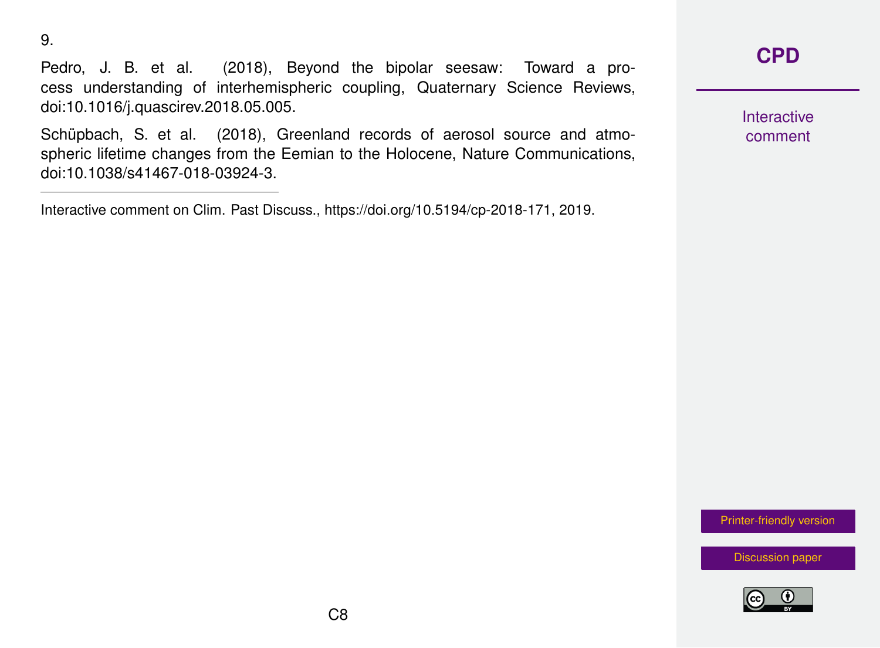9.

Pedro, J. B. et al. (2018), Beyond the bipolar seesaw: Toward a process understanding of interhemispheric coupling, Quaternary Science Reviews, doi:10.1016/j.quascirev.2018.05.005.

Schüpbach, S. et al. (2018), Greenland records of aerosol source and atmospheric lifetime changes from the Eemian to the Holocene, Nature Communications, doi:10.1038/s41467-018-03924-3.

---

Interactive comment on Clim. Past Discuss., https://doi.org/10.5194/cp-2018-171, 2019.